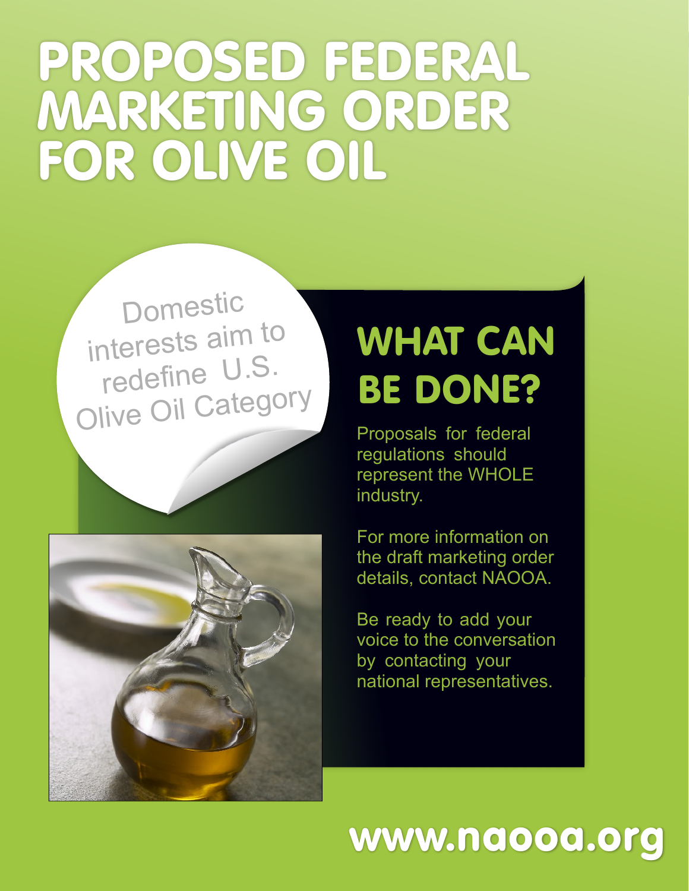# PROPOSED FEDERAL MARKETING ORDER FOR OLIVE OIL

Domestic interests aim to redefine U.S. Olive Oil Category

## WHAT CAN BE DONE?

Proposals for federal regulations should represent the WHOLE industry.

For more information on the draft marketing order details, contact NAOOA.

Be ready to add your voice to the conversation by contacting your national representatives.

**www.naooa.org**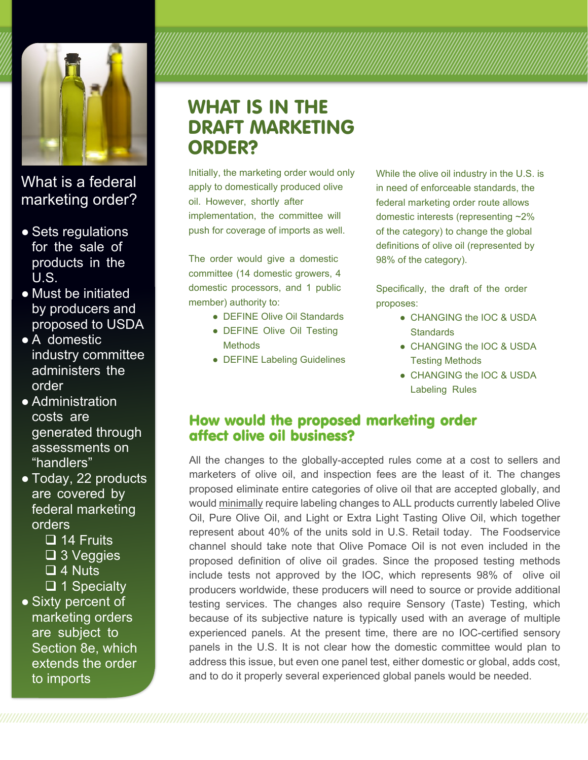## What is a federal marketing order?

- Sets regulations for the sale of products in the U.S.
- Must be initiated by producers and proposed to USDA
- A domestic industry committee administers the order
- Administration costs are generated through assessments on "handlers"
- Today, 22 products are covered by federal marketing orders
  - ❑ 14 Fruits
  - ❑ 3 Veggies
  - ❑ 4 Nuts
  - ❑ 1 Specialty
- Sixty percent of marketing orders are subject to Section 8e, which extends the order to imports

# WHAT IS IN THE DRAFT MARKETING ORDER?

Initially, the marketing order would only apply to domestically produced olive oil. However, shortly after implementation, the committee will push for coverage of imports as well.

The order would give a domestic committee (14 domestic growers, 4 domestic processors, and 1 public member) authority to:

- DEFINE Olive Oil Standards
- DEFINE Olive Oil Testing Methods
- DEFINE Labeling Guidelines

While the olive oil industry in the U.S. is in need of enforceable standards, the federal marketing order route allows domestic interests (representing ~2% of the category) to change the global definitions of olive oil (represented by 98% of the category).

Specifically, the draft of the order proposes:

- CHANGING the IOC & USDA Standards
- CHANGING the IOC & USDA Testing Methods
- CHANGING the IOC & USDA Labeling Rules

## How would the proposed marketing order affect olive oil business?

All the changes to the globally-accepted rules come at a cost to sellers and marketers of olive oil, and inspection fees are the least of it. The changes proposed eliminate entire categories of olive oil that are accepted globally, and would minimally require labeling changes to ALL products currently labeled Olive Oil, Pure Olive Oil, and Light or Extra Light Tasting Olive Oil, which together represent about 40% of the units sold in U.S. Retail today. The Foodservice channel should take note that Olive Pomace Oil is not even included in the proposed definition of olive oil grades. Since the proposed testing methods include tests not approved by the IOC, which represents 98% of olive oil producers worldwide, these producers will need to source or provide additional testing services. The changes also require Sensory (Taste) Testing, which because of its subjective nature is typically used with an average of multiple experienced panels. At the present time, there are no IOC-certified sensory panels in the U.S. It is not clear how the domestic committee would plan to address this issue, but even one panel test, either domestic or global, adds cost, and to do it properly several experienced global panels would be needed.